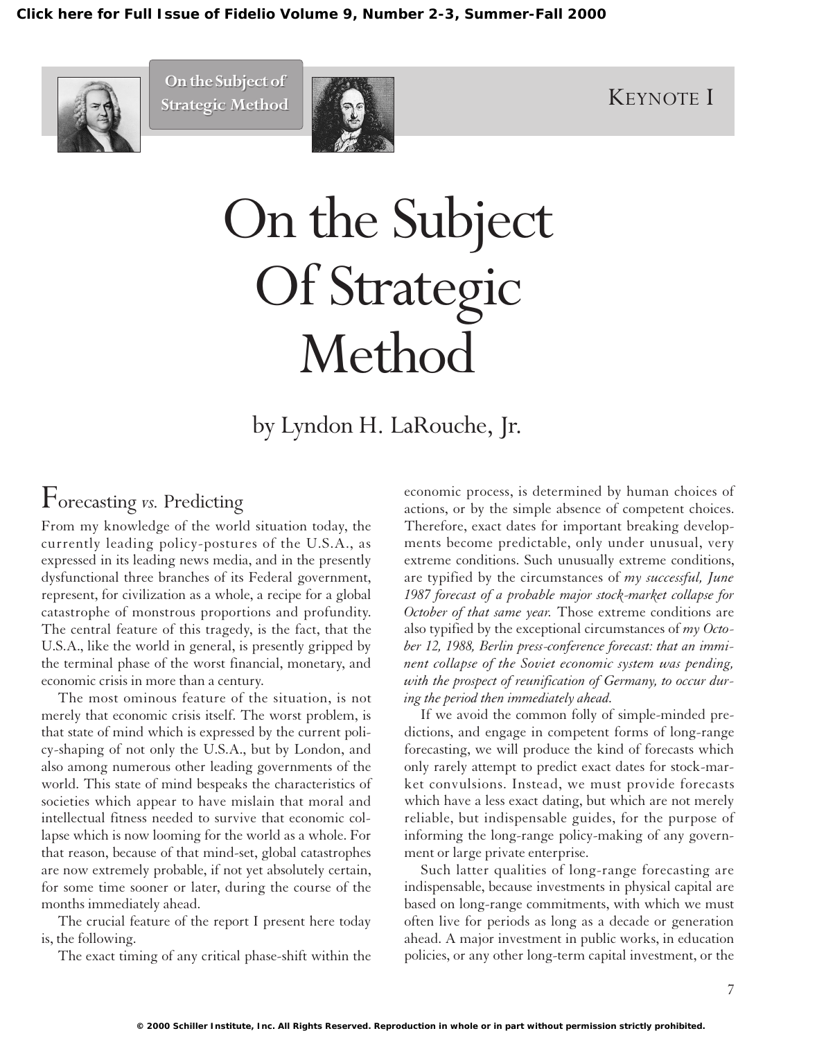# On the Subject Of Strategic Method

by Lyndon H. LaRouche, Jr.

## Forecasting *vs.* Predicting

From my knowledge of the world situation today, the currently leading policy-postures of the U.S.A., as expressed in its leading news media, and in the presently dysfunctional three branches of its Federal government, represent, for civilization as a whole, a recipe for a global catastrophe of monstrous proportions and profundity. The central feature of this tragedy, is the fact, that the U.S.A., like the world in general, is presently gripped by the terminal phase of the worst financial, monetary, and economic crisis in more than a century.

The most ominous feature of the situation, is not merely that economic crisis itself. The worst problem, is that state of mind which is expressed by the current policy-shaping of not only the U.S.A., but by London, and also among numerous other leading governments of the world. This state of mind bespeaks the characteristics of societies which appear to have mislain that moral and intellectual fitness needed to survive that economic collapse which is now looming for the world as a whole. For that reason, because of that mind-set, global catastrophes are now extremely probable, if not yet absolutely certain, for some time sooner or later, during the course of the months immediately ahead.

The crucial feature of the report I present here today is, the following.

The exact timing of any critical phase-shift within the economic process, is determined by human choices of actions, or by the simple absence of competent choices. Therefore, exact dates for important breaking developments become predictable, only under unusual, very extreme conditions. Such unusually extreme conditions, are typified by the circumstances of *my successful, June 1987 forecast of a probable major stock-market collapse for October of that same year.* Those extreme conditions are also typified by the exceptional circumstances of *my October 12, 1988, Berlin press-conference forecast: that an imminent collapse of the Soviet economic system was pending, with the prospect of reunification of Germany, to occur during the period then immediately ahead.*

If we avoid the common folly of simple-minded predictions, and engage in competent forms of long-range forecasting, we will produce the kind of forecasts which only rarely attempt to predict exact dates for stock-market convulsions. Instead, we must provide forecasts which have a less exact dating, but which are not merely reliable, but indispensable guides, for the purpose of informing the long-range policy-making of any government or large private enterprise.

Such latter qualities of long-range forecasting are indispensable, because investments in physical capital are based on long-range commitments, with which we must often live for periods as long as a decade or generation ahead. A major investment in public works, in education policies, or any other long-term capital investment, or the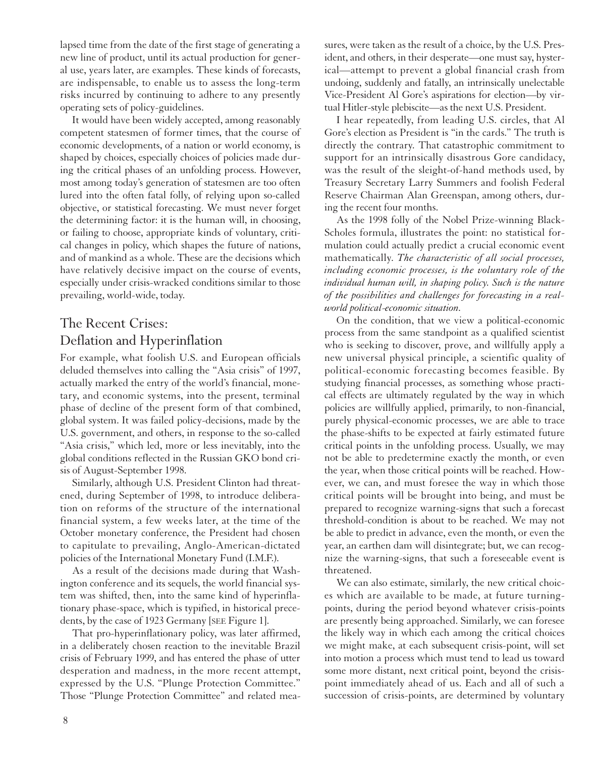lapsed time from the date of the first stage of generating a new line of product, until its actual production for general use, years later, are examples. These kinds of forecasts, are indispensable, to enable us to assess the long-term risks incurred by continuing to adhere to any presently operating sets of policy-guidelines.

It would have been widely accepted, among reasonably competent statesmen of former times, that the course of economic developments, of a nation or world economy, is shaped by choices, especially choices of policies made during the critical phases of an unfolding process. However, most among today's generation of statesmen are too often lured into the often fatal folly, of relying upon so-called objective, or statistical forecasting. We must never forget the determining factor: it is the human will, in choosing, or failing to choose, appropriate kinds of voluntary, critical changes in policy, which shapes the future of nations, and of mankind as a whole. These are the decisions which have relatively decisive impact on the course of events, especially under crisis-wracked conditions similar to those prevailing, world-wide, today.

## The Recent Crises: Deflation and Hyperinflation

For example, what foolish U.S. and European officials deluded themselves into calling the "Asia crisis" of 1997, actually marked the entry of the world's financial, monetary, and economic systems, into the present, terminal phase of decline of the present form of that combined, global system. It was failed policy-decisions, made by the U.S. government, and others, in response to the so-called "Asia crisis," which led, more or less inevitably, into the global conditions reflected in the Russian GKO bond crisis of August-September 1998.

Similarly, although U.S. President Clinton had threatened, during September of 1998, to introduce deliberation on reforms of the structure of the international financial system, a few weeks later, at the time of the October monetary conference, the President had chosen to capitulate to prevailing, Anglo-American-dictated policies of the International Monetary Fund (I.M.F.).

As a result of the decisions made during that Washington conference and its sequels, the world financial system was shifted, then, into the same kind of hyperinflationary phase-space, which is typified, in historical precedents, by the case of 1923 Germany [SEE Figure 1].

That pro-hyperinflationary policy, was later affirmed, in a deliberately chosen reaction to the inevitable Brazil crisis of February 1999, and has entered the phase of utter desperation and madness, in the more recent attempt, expressed by the U.S. "Plunge Protection Committee." Those "Plunge Protection Committee" and related measures, were taken as the result of a choice, by the U.S. President, and others, in their desperate—one must say, hysterical—attempt to prevent a global financial crash from undoing, suddenly and fatally, an intrinsically unelectable Vice-President Al Gore's aspirations for election—by virtual Hitler-style plebiscite—as the next U.S. President.

I hear repeatedly, from leading U.S. circles, that Al Gore's election as President is "in the cards." The truth is directly the contrary. That catastrophic commitment to support for an intrinsically disastrous Gore candidacy, was the result of the sleight-of-hand methods used, by Treasury Secretary Larry Summers and foolish Federal Reserve Chairman Alan Greenspan, among others, during the recent four months.

As the 1998 folly of the Nobel Prize-winning Black-Scholes formula, illustrates the point: no statistical formulation could actually predict a crucial economic event mathematically. *The characteristic of all social processes, including economic processes, is the voluntary role of the individual human will, in shaping policy. Such is the nature of the possibilities and challenges for forecasting in a real-world political-economic situation.*

On the condition, that we view a political-economic process from the same standpoint as a qualified scientist who is seeking to discover, prove, and willfully apply a new universal physical principle, a scientific quality of political-economic forecasting becomes feasible. By studying financial processes, as something whose practical effects are ultimately regulated by the way in which policies are willfully applied, primarily, to non-financial, purely physical-economic processes, we are able to trace the phase-shifts to be expected at fairly estimated future critical points in the unfolding process. Usually, we may not be able to predetermine exactly the month, or even the year, when those critical points will be reached. However, we can, and must foresee the way in which those critical points will be brought into being, and must be prepared to recognize warning-signs that such a forecast threshold-condition is about to be reached. We may not be able to predict in advance, even the month, or even the year, an earthen dam will disintegrate; but, we can recognize the warning-signs, that such a foreseeable event is threatened.

We can also estimate, similarly, the new critical choices which are available to be made, at future turning-points, during the period beyond whatever crisis-points are presently being approached. Similarly, we can foresee the likely way in which each among the critical choices we might make, at each subsequent crisis-point, will set into motion a process which must tend to lead us toward some more distant, next critical point, beyond the crisis-point immediately ahead of us. Each and all of such a succession of crisis-points, are determined by voluntary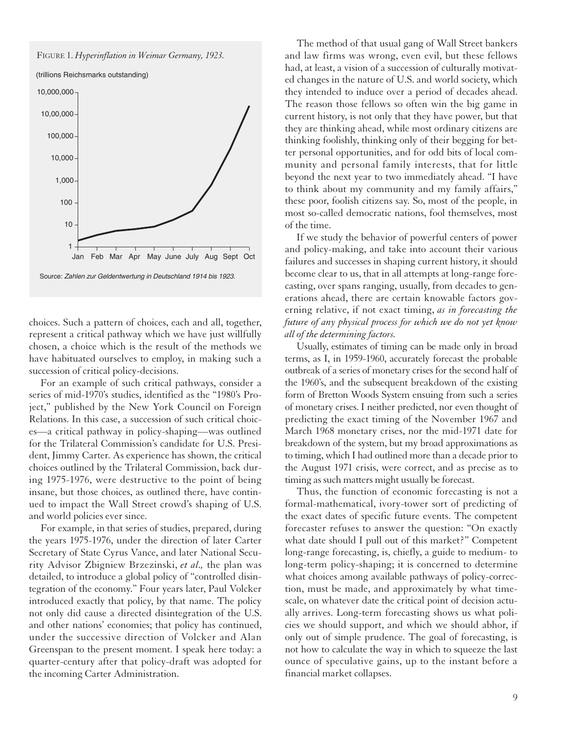FIGURE 1. *Hyperinflation in Weimar Germany, 1923.*

(trillions Reichsmarks outstanding)

Source: *Zahlen zur Geldentwertung in Deutschland 1914 bis 1923.*

choices. Such a pattern of choices, each and all, together, represent a critical pathway which we have just willfully chosen, a choice which is the result of the methods we have habituated ourselves to employ, in making such a succession of critical policy-decisions.

For an example of such critical pathways, consider a series of mid-1970's studies, identified as the "1980's Project," published by the New York Council on Foreign Relations. In this case, a succession of such critical choices—a critical pathway in policy-shaping—was outlined for the Trilateral Commission's candidate for U.S. President, Jimmy Carter. As experience has shown, the critical choices outlined by the Trilateral Commission, back during 1975-1976, were destructive to the point of being insane, but those choices, as outlined there, have continued to impact the Wall Street crowd's shaping of U.S. and world policies ever since.

For example, in that series of studies, prepared, during the years 1975-1976, under the direction of later Carter Secretary of State Cyrus Vance, and later National Security Advisor Zbigniew Brzezinski, *et al.,* the plan was detailed, to introduce a global policy of "controlled disintegration of the economy." Four years later, Paul Volcker introduced exactly that policy, by that name. The policy not only did cause a directed disintegration of the U.S. and other nations' economies; that policy has continued, under the successive direction of Volcker and Alan Greenspan to the present moment. I speak here today: a quarter-century after that policy-draft was adopted for the incoming Carter Administration.

The method of that usual gang of Wall Street bankers and law firms was wrong, even evil, but these fellows had, at least, a vision of a succession of culturally motivated changes in the nature of U.S. and world society, which they intended to induce over a period of decades ahead. The reason those fellows so often win the big game in current history, is not only that they have power, but that they are thinking ahead, while most ordinary citizens are thinking foolishly, thinking only of their begging for better personal opportunities, and for odd bits of local community and personal family interests, that for little beyond the next year to two immediately ahead. "I have to think about my community and my family affairs," these poor, foolish citizens say. So, most of the people, in most so-called democratic nations, fool themselves, most of the time.

If we study the behavior of powerful centers of power and policy-making, and take into account their various failures and successes in shaping current history, it should become clear to us, that in all attempts at long-range forecasting, over spans ranging, usually, from decades to generations ahead, there are certain knowable factors governing relative, if not exact timing, *as in forecasting the future of any physical process for which we do not yet know all of the determining factors.*

Usually, estimates of timing can be made only in broad terms, as I, in 1959-1960, accurately forecast the probable outbreak of a series of monetary crises for the second half of the 1960's, and the subsequent breakdown of the existing form of Bretton Woods System ensuing from such a series of monetary crises. I neither predicted, nor even thought of predicting the exact timing of the November 1967 and March 1968 monetary crises, nor the mid-1971 date for breakdown of the system, but my broad approximations as to timing, which I had outlined more than a decade prior to the August 1971 crisis, were correct, and as precise as to timing as such matters might usually be forecast.

Thus, the function of economic forecasting is not a formal-mathematical, ivory-tower sort of predicting of the exact dates of specific future events. The competent forecaster refuses to answer the question: "On exactly what date should I pull out of this market?" Competent long-range forecasting, is, chiefly, a guide to medium- to long-term policy-shaping; it is concerned to determine what choices among available pathways of policy-correction, must be made, and approximately by what time-scale, on whatever date the critical point of decision actually arrives. Long-term forecasting shows us what policies we should support, and which we should abhor, if only out of simple prudence. The goal of forecasting, is not how to calculate the way in which to squeeze the last ounce of speculative gains, up to the instant before a financial market collapses.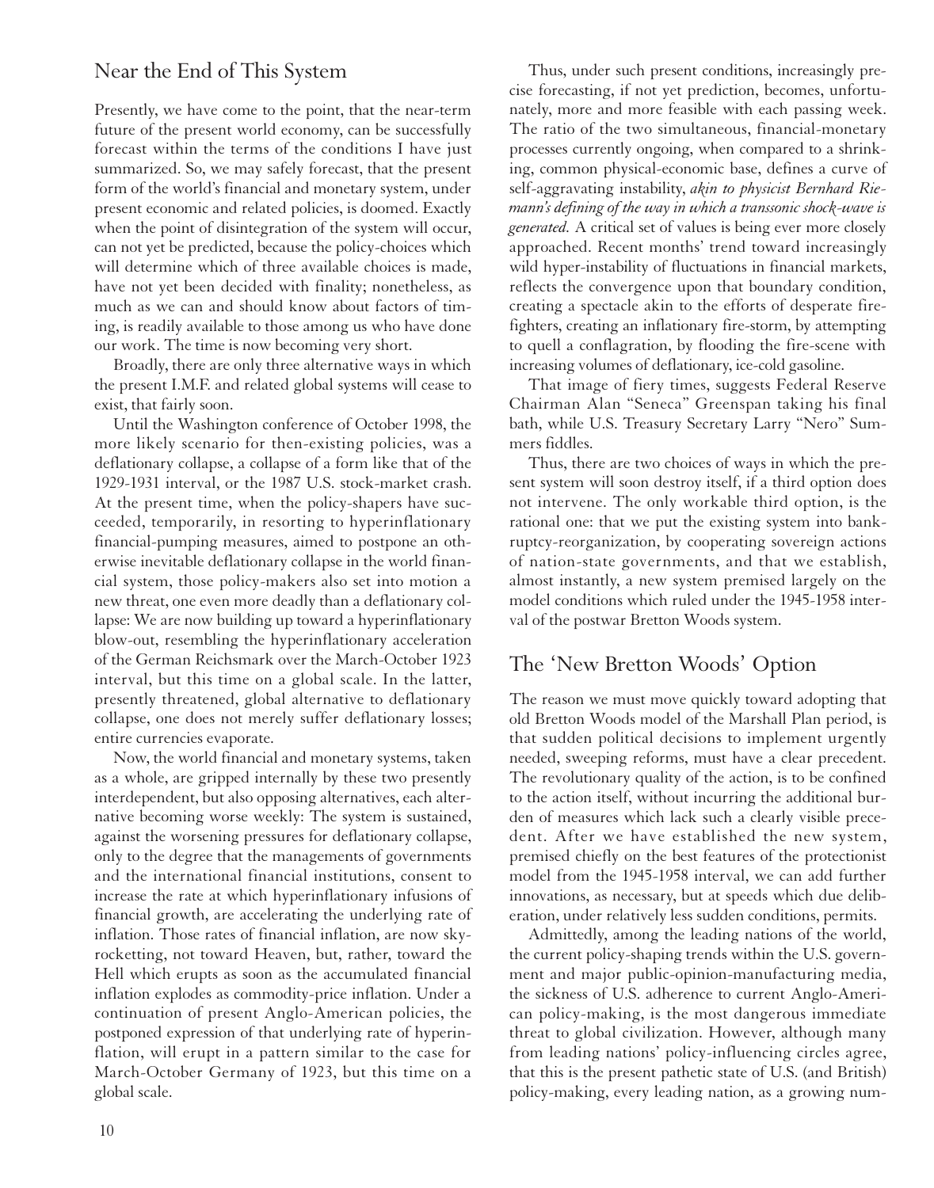## Near the End of This System

Presently, we have come to the point, that the near-term future of the present world economy, can be successfully forecast within the terms of the conditions I have just summarized. So, we may safely forecast, that the present form of the world's financial and monetary system, under present economic and related policies, is doomed. Exactly when the point of disintegration of the system will occur, can not yet be predicted, because the policy-choices which will determine which of three available choices is made, have not yet been decided with finality; nonetheless, as much as we can and should know about factors of timing, is readily available to those among us who have done our work. The time is now becoming very short.

Broadly, there are only three alternative ways in which the present I.M.F. and related global systems will cease to exist, that fairly soon.

Until the Washington conference of October 1998, the more likely scenario for then-existing policies, was a deflationary collapse, a collapse of a form like that of the 1929-1931 interval, or the 1987 U.S. stock-market crash. At the present time, when the policy-shapers have succeeded, temporarily, in resorting to hyperinflationary financial-pumping measures, aimed to postpone an otherwise inevitable deflationary collapse in the world financial system, those policy-makers also set into motion a new threat, one even more deadly than a deflationary collapse: We are now building up toward a hyperinflationary blow-out, resembling the hyperinflationary acceleration of the German Reichsmark over the March-October 1923 interval, but this time on a global scale. In the latter, presently threatened, global alternative to deflationary collapse, one does not merely suffer deflationary losses; entire currencies evaporate.

Now, the world financial and monetary systems, taken as a whole, are gripped internally by these two presently interdependent, but also opposing alternatives, each alternative becoming worse weekly: The system is sustained, against the worsening pressures for deflationary collapse, only to the degree that the managements of governments and the international financial institutions, consent to increase the rate at which hyperinflationary infusions of financial growth, are accelerating the underlying rate of inflation. Those rates of financial inflation, are now skyrocketting, not toward Heaven, but, rather, toward the Hell which erupts as soon as the accumulated financial inflation explodes as commodity-price inflation. Under a continuation of present Anglo-American policies, the postponed expression of that underlying rate of hyperinflation, will erupt in a pattern similar to the case for March-October Germany of 1923, but this time on a global scale.

Thus, under such present conditions, increasingly precise forecasting, if not yet prediction, becomes, unfortunately, more and more feasible with each passing week. The ratio of the two simultaneous, financial-monetary processes currently ongoing, when compared to a shrinking, common physical-economic base, defines a curve of self-aggravating instability, *akin to physicist Bernhard Riemann's defining of the way in which a transsonic shock-wave is generated.* A critical set of values is being ever more closely approached. Recent months' trend toward increasingly wild hyper-instability of fluctuations in financial markets, reflects the convergence upon that boundary condition, creating a spectacle akin to the efforts of desperate firefighters, creating an inflationary fire-storm, by attempting to quell a conflagration, by flooding the fire-scene with increasing volumes of deflationary, ice-cold gasoline.

That image of fiery times, suggests Federal Reserve Chairman Alan "Seneca" Greenspan taking his final bath, while U.S. Treasury Secretary Larry "Nero" Summers fiddles.

Thus, there are two choices of ways in which the present system will soon destroy itself, if a third option does not intervene. The only workable third option, is the rational one: that we put the existing system into bankruptcy-reorganization, by cooperating sovereign actions of nation-state governments, and that we establish, almost instantly, a new system premised largely on the model conditions which ruled under the 1945-1958 interval of the postwar Bretton Woods system.

## The 'New Bretton Woods' Option

The reason we must move quickly toward adopting that old Bretton Woods model of the Marshall Plan period, is that sudden political decisions to implement urgently needed, sweeping reforms, must have a clear precedent. The revolutionary quality of the action, is to be confined to the action itself, without incurring the additional burden of measures which lack such a clearly visible precedent. After we have established the new system, premised chiefly on the best features of the protectionist model from the 1945-1958 interval, we can add further innovations, as necessary, but at speeds which due deliberation, under relatively less sudden conditions, permits.

Admittedly, among the leading nations of the world, the current policy-shaping trends within the U.S. government and major public-opinion-manufacturing media, the sickness of U.S. adherence to current Anglo-American policy-making, is the most dangerous immediate threat to global civilization. However, although many from leading nations' policy-influencing circles agree, that this is the present pathetic state of U.S. (and British) policy-making, every leading nation, as a growing num-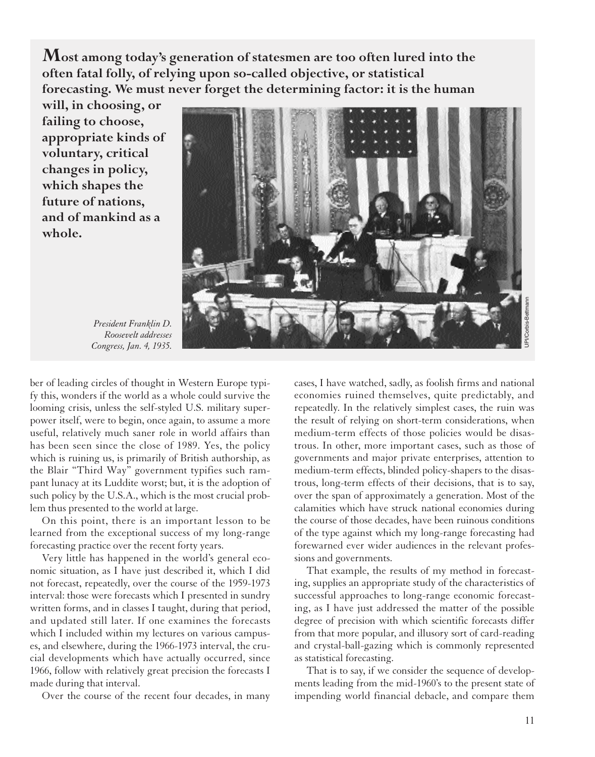**Most among today's generation of statesmen are too often lured into the often fatal folly, of relying upon so-called objective, or statistical forecasting. We must never forget the determining factor: it is the human will, in choosing, or failing to choose, appropriate kinds of voluntary, critical changes in policy, which shapes the future of nations, and of mankind as a whole.**

*President Franklin D. Roosevelt addresses Congress, Jan. 4, 1935.*

ber of leading circles of thought in Western Europe typify this, wonders if the world as a whole could survive the looming crisis, unless the self-styled U.S. military superpower itself, were to begin, once again, to assume a more useful, relatively much saner role in world affairs than has been seen since the close of 1989. Yes, the policy which is ruining us, is primarily of British authorship, as the Blair "Third Way" government typifies such rampant lunacy at its Luddite worst; but, it is the adoption of such policy by the U.S.A., which is the most crucial problem thus presented to the world at large.

On this point, there is an important lesson to be learned from the exceptional success of my long-range forecasting practice over the recent forty years.

Very little has happened in the world's general economic situation, as I have just described it, which I did not forecast, repeatedly, over the course of the 1959-1973 interval: those were forecasts which I presented in sundry written forms, and in classes I taught, during that period, and updated still later. If one examines the forecasts which I included within my lectures on various campuses, and elsewhere, during the 1966-1973 interval, the crucial developments which have actually occurred, since 1966, follow with relatively great precision the forecasts I made during that interval.

Over the course of the recent four decades, in many cases, I have watched, sadly, as foolish firms and national economies ruined themselves, quite predictably, and repeatedly. In the relatively simplest cases, the ruin was the result of relying on short-term considerations, when medium-term effects of those policies would be disastrous. In other, more important cases, such as those of governments and major private enterprises, attention to medium-term effects, blinded policy-shapers to the disastrous, long-term effects of their decisions, that is to say, over the span of approximately a generation. Most of the calamities which have struck national economies during the course of those decades, have been ruinous conditions of the type against which my long-range forecasting had forewarned ever wider audiences in the relevant professions and governments.

That example, the results of my method in forecasting, supplies an appropriate study of the characteristics of successful approaches to long-range economic forecasting, as I have just addressed the matter of the possible degree of precision with which scientific forecasts differ from that more popular, and illusory sort of card-reading and crystal-ball-gazing which is commonly represented as statistical forecasting.

That is to say, if we consider the sequence of developments leading from the mid-1960's to the present state of impending world financial debacle, and compare them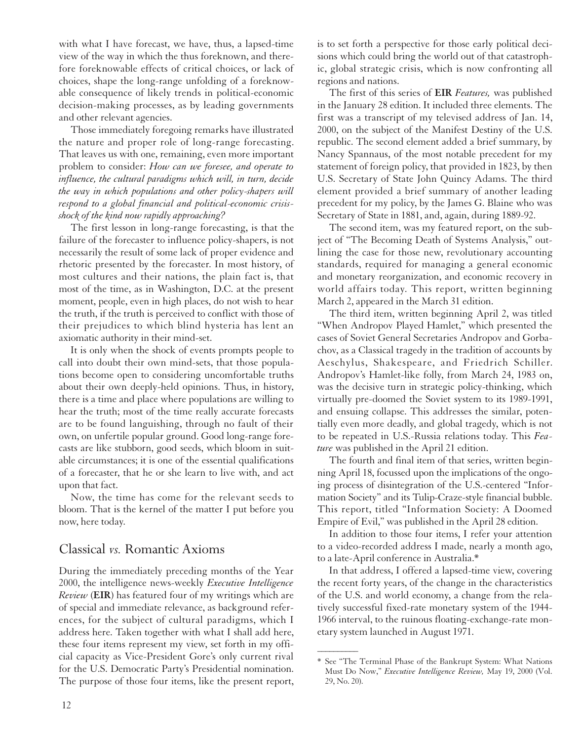with what I have forecast, we have, thus, a lapsed-time view of the way in which the thus foreknown, and therefore foreknowable effects of critical choices, or lack of choices, shape the long-range unfolding of a foreknowable consequence of likely trends in political-economic decision-making processes, as by leading governments and other relevant agencies.

Those immediately foregoing remarks have illustrated the nature and proper role of long-range forecasting. That leaves us with one, remaining, even more important problem to consider: *How can we foresee, and operate to influence, the cultural paradigms which will, in turn, decide the way in which populations and other policy-shapers will respond to a global financial and political-economic crisis-shock of the kind now rapidly approaching?*

The first lesson in long-range forecasting, is that the failure of the forecaster to influence policy-shapers, is not necessarily the result of some lack of proper evidence and rhetoric presented by the forecaster. In most history, of most cultures and their nations, the plain fact is, that most of the time, as in Washington, D.C. at the present moment, people, even in high places, do not wish to hear the truth, if the truth is perceived to conflict with those of their prejudices to which blind hysteria has lent an axiomatic authority in their mind-set.

It is only when the shock of events prompts people to call into doubt their own mind-sets, that those populations become open to considering uncomfortable truths about their own deeply-held opinions. Thus, in history, there is a time and place where populations are willing to hear the truth; most of the time really accurate forecasts are to be found languishing, through no fault of their own, on unfertile popular ground. Good long-range forecasts are like stubborn, good seeds, which bloom in suitable circumstances; it is one of the essential qualifications of a forecaster, that he or she learn to live with, and act upon that fact.

Now, the time has come for the relevant seeds to bloom. That is the kernel of the matter I put before you now, here today.

## Classical *vs.* Romantic Axioms

During the immediately preceding months of the Year 2000, the intelligence news-weekly *Executive Intelligence Review* (**EIR**) has featured four of my writings which are of special and immediate relevance, as background references, for the subject of cultural paradigms, which I address here. Taken together with what I shall add here, these four items represent my view, set forth in my official capacity as Vice-President Gore's only current rival for the U.S. Democratic Party's Presidential nomination. The purpose of those four items, like the present report, is to set forth a perspective for those early political decisions which could bring the world out of that catastrophic, global strategic crisis, which is now confronting all regions and nations.

The first of this series of **EIR** *Features,* was published in the January 28 edition. It included three elements. The first was a transcript of my televised address of Jan. 14, 2000, on the subject of the Manifest Destiny of the U.S. republic. The second element added a brief summary, by Nancy Spannaus, of the most notable precedent for my statement of foreign policy, that provided in 1823, by then U.S. Secretary of State John Quincy Adams. The third element provided a brief summary of another leading precedent for my policy, by the James G. Blaine who was Secretary of State in 1881, and, again, during 1889-92.

The second item, was my featured report, on the subject of "The Becoming Death of Systems Analysis," outlining the case for those new, revolutionary accounting standards, required for managing a general economic and monetary reorganization, and economic recovery in world affairs today. This report, written beginning March 2, appeared in the March 31 edition.

The third item, written beginning April 2, was titled "When Andropov Played Hamlet," which presented the cases of Soviet General Secretaries Andropov and Gorbachov, as a Classical tragedy in the tradition of accounts by Aeschylus, Shakespeare, and Friedrich Schiller. Andropov's Hamlet-like folly, from March 24, 1983 on, was the decisive turn in strategic policy-thinking, which virtually pre-doomed the Soviet system to its 1989-1991, and ensuing collapse. This addresses the similar, potentially even more deadly, and global tragedy, which is not to be repeated in U.S.-Russia relations today. This *Feature* was published in the April 21 edition.

The fourth and final item of that series, written beginning April 18, focussed upon the implications of the ongoing process of disintegration of the U.S.-centered "Information Society" and its Tulip-Craze-style financial bubble. This report, titled "Information Society: A Doomed Empire of Evil," was published in the April 28 edition.

In addition to those four items, I refer your attention to a video-recorded address I made, nearly a month ago, to a late-April conference in Australia.*

In that address, I offered a lapsed-time view, covering the recent forty years, of the change in the characteristics of the U.S. and world economy, a change from the relatively successful fixed-rate monetary system of the 1944-1966 interval, to the ruinous floating-exchange-rate monetary system launched in August 1971.

---

\* See "The Terminal Phase of the Bankrupt System: What Nations Must Do Now," *Executive Intelligence Review,* May 19, 2000 (Vol. 29, No. 20).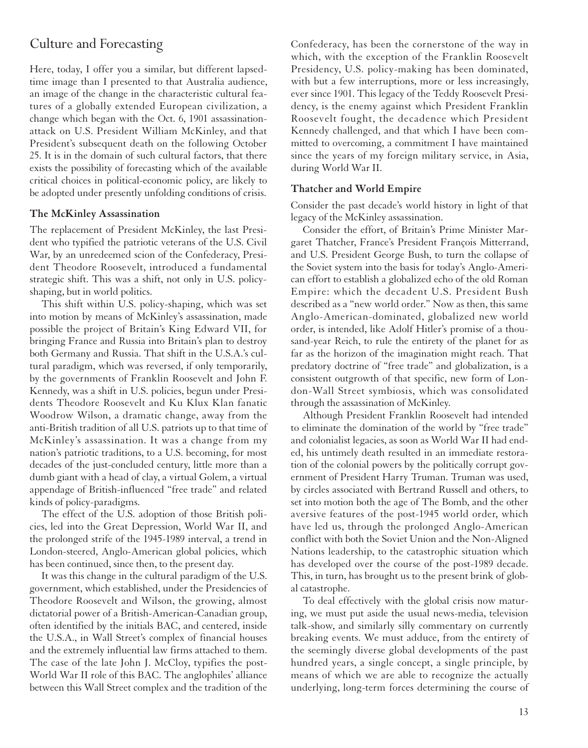## Culture and Forecasting

Here, today, I offer you a similar, but different lapsed-time image than I presented to that Australia audience, an image of the change in the characteristic cultural features of a globally extended European civilization, a change which began with the Oct. 6, 1901 assassination-attack on U.S. President William McKinley, and that President's subsequent death on the following October 25. It is in the domain of such cultural factors, that there exists the possibility of forecasting which of the available critical choices in political-economic policy, are likely to be adopted under presently unfolding conditions of crisis.

### The McKinley Assassination

The replacement of President McKinley, the last President who typified the patriotic veterans of the U.S. Civil War, by an unredeemed scion of the Confederacy, President Theodore Roosevelt, introduced a fundamental strategic shift. This was a shift, not only in U.S. policy-shaping, but in world politics.

This shift within U.S. policy-shaping, which was set into motion by means of McKinley's assassination, made possible the project of Britain's King Edward VII, for bringing France and Russia into Britain's plan to destroy both Germany and Russia. That shift in the U.S.A.'s cultural paradigm, which was reversed, if only temporarily, by the governments of Franklin Roosevelt and John F. Kennedy, was a shift in U.S. policies, begun under Presidents Theodore Roosevelt and Ku Klux Klan fanatic Woodrow Wilson, a dramatic change, away from the anti-British tradition of all U.S. patriots up to that time of McKinley's assassination. It was a change from my nation's patriotic traditions, to a U.S. becoming, for most decades of the just-concluded century, little more than a dumb giant with a head of clay, a virtual Golem, a virtual appendage of British-influenced "free trade" and related kinds of policy-paradigms.

The effect of the U.S. adoption of those British policies, led into the Great Depression, World War II, and the prolonged strife of the 1945-1989 interval, a trend in London-steered, Anglo-American global policies, which has been continued, since then, to the present day.

It was this change in the cultural paradigm of the U.S. government, which established, under the Presidencies of Theodore Roosevelt and Wilson, the growing, almost dictatorial power of a British-American-Canadian group, often identified by the initials BAC, and centered, inside the U.S.A., in Wall Street's complex of financial houses and the extremely influential law firms attached to them. The case of the late John J. McCloy, typifies the post-World War II role of this BAC. The anglophiles' alliance between this Wall Street complex and the tradition of the Confederacy, has been the cornerstone of the way in which, with the exception of the Franklin Roosevelt Presidency, U.S. policy-making has been dominated, with but a few interruptions, more or less increasingly, ever since 1901. This legacy of the Teddy Roosevelt Presidency, is the enemy against which President Franklin Roosevelt fought, the decadence which President Kennedy challenged, and that which I have been committed to overcoming, a commitment I have maintained since the years of my foreign military service, in Asia, during World War II.

### Thatcher and World Empire

Consider the past decade's world history in light of that legacy of the McKinley assassination.

Consider the effort, of Britain's Prime Minister Margaret Thatcher, France's President François Mitterrand, and U.S. President George Bush, to turn the collapse of the Soviet system into the basis for today's Anglo-American effort to establish a globalized echo of the old Roman Empire: which the decadent U.S. President Bush described as a "new world order." Now as then, this same Anglo-American-dominated, globalized new world order, is intended, like Adolf Hitler's promise of a thousand-year Reich, to rule the entirety of the planet for as far as the horizon of the imagination might reach. That predatory doctrine of "free trade" and globalization, is a consistent outgrowth of that specific, new form of London-Wall Street symbiosis, which was consolidated through the assassination of McKinley.

Although President Franklin Roosevelt had intended to eliminate the domination of the world by "free trade" and colonialist legacies, as soon as World War II had ended, his untimely death resulted in an immediate restoration of the colonial powers by the politically corrupt government of President Harry Truman. Truman was used, by circles associated with Bertrand Russell and others, to set into motion both the age of The Bomb, and the other aversive features of the post-1945 world order, which have led us, through the prolonged Anglo-American conflict with both the Soviet Union and the Non-Aligned Nations leadership, to the catastrophic situation which has developed over the course of the post-1989 decade. This, in turn, has brought us to the present brink of global catastrophe.

To deal effectively with the global crisis now maturing, we must put aside the usual news-media, television talk-show, and similarly silly commentary on currently breaking events. We must adduce, from the entirety of the seemingly diverse global developments of the past hundred years, a single concept, a single principle, by means of which we are able to recognize the actually underlying, long-term forces determining the course of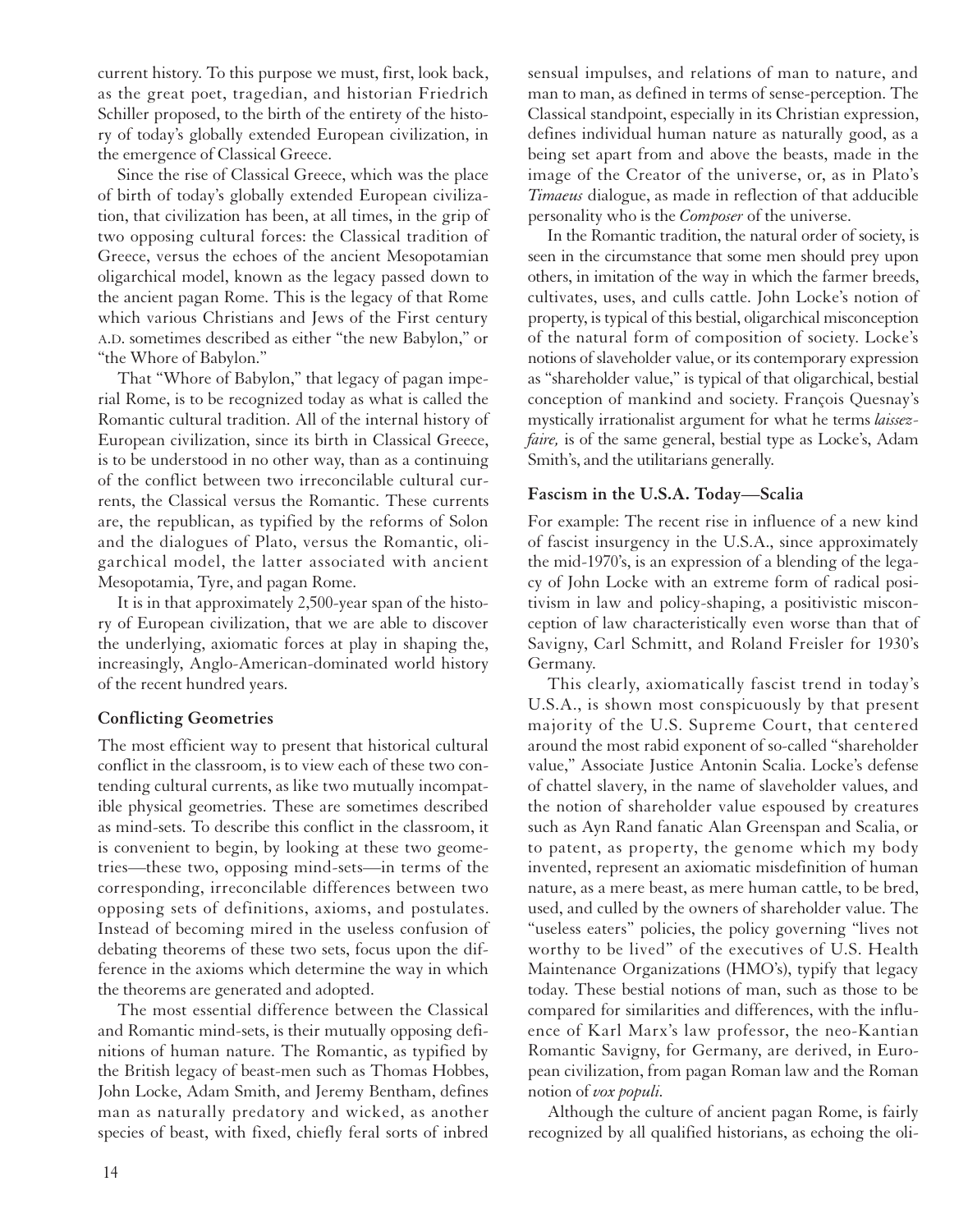current history. To this purpose we must, first, look back, as the great poet, tragedian, and historian Friedrich Schiller proposed, to the birth of the entirety of the history of today's globally extended European civilization, in the emergence of Classical Greece.

Since the rise of Classical Greece, which was the place of birth of today's globally extended European civilization, that civilization has been, at all times, in the grip of two opposing cultural forces: the Classical tradition of Greece, versus the echoes of the ancient Mesopotamian oligarchical model, known as the legacy passed down to the ancient pagan Rome. This is the legacy of that Rome which various Christians and Jews of the First century A.D. sometimes described as either "the new Babylon," or "the Whore of Babylon."

That "Whore of Babylon," that legacy of pagan imperial Rome, is to be recognized today as what is called the Romantic cultural tradition. All of the internal history of European civilization, since its birth in Classical Greece, is to be understood in no other way, than as a continuing of the conflict between two irreconcilable cultural currents, the Classical versus the Romantic. These currents are, the republican, as typified by the reforms of Solon and the dialogues of Plato, versus the Romantic, oligarchical model, the latter associated with ancient Mesopotamia, Tyre, and pagan Rome.

It is in that approximately 2,500-year span of the history of European civilization, that we are able to discover the underlying, axiomatic forces at play in shaping the, increasingly, Anglo-American-dominated world history of the recent hundred years.

### Conflicting Geometries

The most efficient way to present that historical cultural conflict in the classroom, is to view each of these two contending cultural currents, as like two mutually incompatible physical geometries. These are sometimes described as mind-sets. To describe this conflict in the classroom, it is convenient to begin, by looking at these two geometries—these two, opposing mind-sets—in terms of the corresponding, irreconcilable differences between two opposing sets of definitions, axioms, and postulates. Instead of becoming mired in the useless confusion of debating theorems of these two sets, focus upon the difference in the axioms which determine the way in which the theorems are generated and adopted.

The most essential difference between the Classical and Romantic mind-sets, is their mutually opposing definitions of human nature. The Romantic, as typified by the British legacy of beast-men such as Thomas Hobbes, John Locke, Adam Smith, and Jeremy Bentham, defines man as naturally predatory and wicked, as another species of beast, with fixed, chiefly feral sorts of inbred sensual impulses, and relations of man to nature, and man to man, as defined in terms of sense-perception. The Classical standpoint, especially in its Christian expression, defines individual human nature as naturally good, as a being set apart from and above the beasts, made in the image of the Creator of the universe, or, as in Plato's *Timaeus* dialogue, as made in reflection of that adducible personality who is the *Composer* of the universe.

In the Romantic tradition, the natural order of society, is seen in the circumstance that some men should prey upon others, in imitation of the way in which the farmer breeds, cultivates, uses, and culls cattle. John Locke's notion of property, is typical of this bestial, oligarchical misconception of the natural form of composition of society. Locke's notions of slaveholder value, or its contemporary expression as "shareholder value," is typical of that oligarchical, bestial conception of mankind and society. François Quesnay's mystically irrationalist argument for what he terms *laissez-faire,* is of the same general, bestial type as Locke's, Adam Smith's, and the utilitarians generally.

### Fascism in the U.S.A. Today—Scalia

For example: The recent rise in influence of a new kind of fascist insurgency in the U.S.A., since approximately the mid-1970's, is an expression of a blending of the legacy of John Locke with an extreme form of radical positivism in law and policy-shaping, a positivistic misconception of law characteristically even worse than that of Savigny, Carl Schmitt, and Roland Freisler for 1930's Germany.

This clearly, axiomatically fascist trend in today's U.S.A., is shown most conspicuously by that present majority of the U.S. Supreme Court, that centered around the most rabid exponent of so-called "shareholder value," Associate Justice Antonin Scalia. Locke's defense of chattel slavery, in the name of slaveholder values, and the notion of shareholder value espoused by creatures such as Ayn Rand fanatic Alan Greenspan and Scalia, or to patent, as property, the genome which my body invented, represent an axiomatic misdefinition of human nature, as a mere beast, as mere human cattle, to be bred, used, and culled by the owners of shareholder value. The "useless eaters" policies, the policy governing "lives not worthy to be lived" of the executives of U.S. Health Maintenance Organizations (HMO's), typify that legacy today. These bestial notions of man, such as those to be compared for similarities and differences, with the influence of Karl Marx's law professor, the neo-Kantian Romantic Savigny, for Germany, are derived, in European civilization, from pagan Roman law and the Roman notion of *vox populi.*

Although the culture of ancient pagan Rome, is fairly recognized by all qualified historians, as echoing the oli-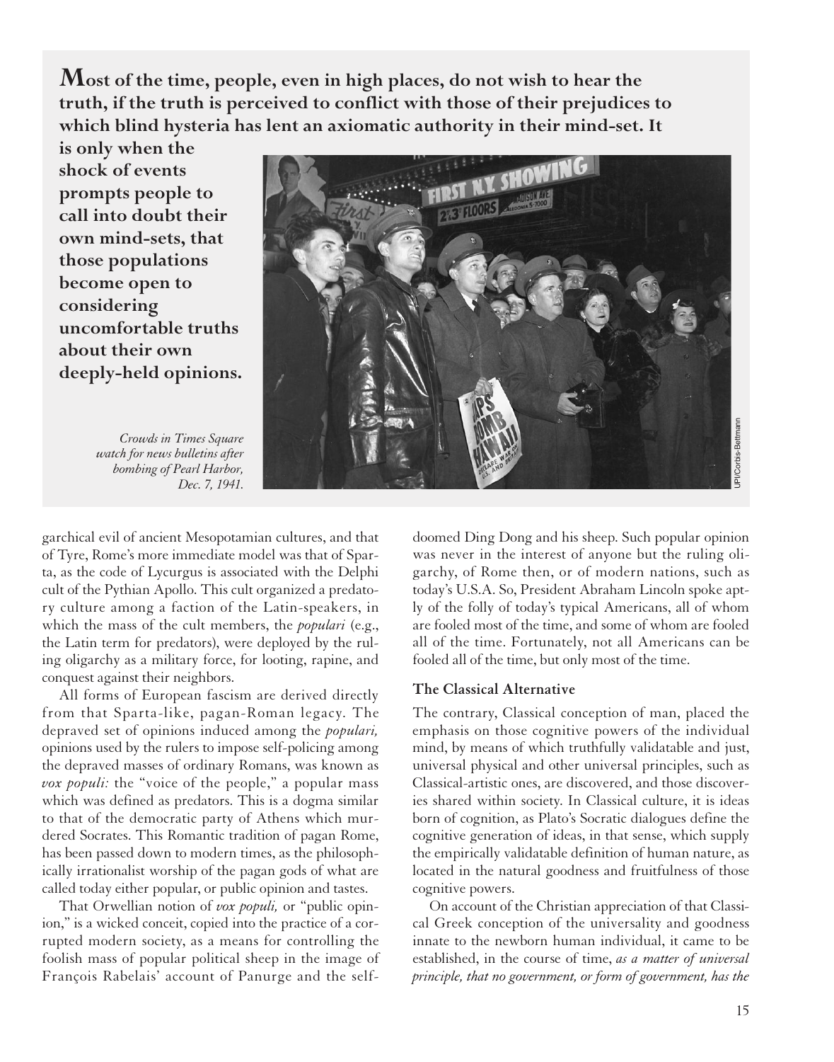**Most of the time, people, even in high places, do not wish to hear the truth, if the truth is perceived to conflict with those of their prejudices to which blind hysteria has lent an axiomatic authority in their mind-set. It is only when the shock of events prompts people to call into doubt their own mind-sets, that those populations become open to considering uncomfortable truths about their own deeply-held opinions.**

*Crowds in Times Square watch for news bulletins after bombing of Pearl Harbor, Dec. 7, 1941.*

garchical evil of ancient Mesopotamian cultures, and that of Tyre, Rome's more immediate model was that of Sparta, as the code of Lycurgus is associated with the Delphi cult of the Pythian Apollo. This cult organized a predatory culture among a faction of the Latin-speakers, in which the mass of the cult members, the *populari* (e.g., the Latin term for predators), were deployed by the ruling oligarchy as a military force, for looting, rapine, and conquest against their neighbors.

All forms of European fascism are derived directly from that Sparta-like, pagan-Roman legacy. The depraved set of opinions induced among the *populari,* opinions used by the rulers to impose self-policing among the depraved masses of ordinary Romans, was known as *vox populi:* the "voice of the people," a popular mass which was defined as predators. This is a dogma similar to that of the democratic party of Athens which murdered Socrates. This Romantic tradition of pagan Rome, has been passed down to modern times, as the philosophically irrationalist worship of the pagan gods of what are called today either popular, or public opinion and tastes.

That Orwellian notion of *vox populi,* or "public opinion," is a wicked conceit, copied into the practice of a corrupted modern society, as a means for controlling the foolish mass of popular political sheep in the image of François Rabelais' account of Panurge and the self-doomed Ding Dong and his sheep. Such popular opinion was never in the interest of anyone but the ruling oligarchy, of Rome then, or of modern nations, such as today's U.S.A. So, President Abraham Lincoln spoke aptly of the folly of today's typical Americans, all of whom are fooled most of the time, and some of whom are fooled all of the time. Fortunately, not all Americans can be fooled all of the time, but only most of the time.

### The Classical Alternative

The contrary, Classical conception of man, placed the emphasis on those cognitive powers of the individual mind, by means of which truthfully validatable and just, universal physical and other universal principles, such as Classical-artistic ones, are discovered, and those discoveries shared within society. In Classical culture, it is ideas born of cognition, as Plato's Socratic dialogues define the cognitive generation of ideas, in that sense, which supply the empirically validatable definition of human nature, as located in the natural goodness and fruitfulness of those cognitive powers.

On account of the Christian appreciation of that Classical Greek conception of the universality and goodness innate to the newborn human individual, it came to be established, in the course of time, *as a matter of universal principle, that no government, or form of government, has the*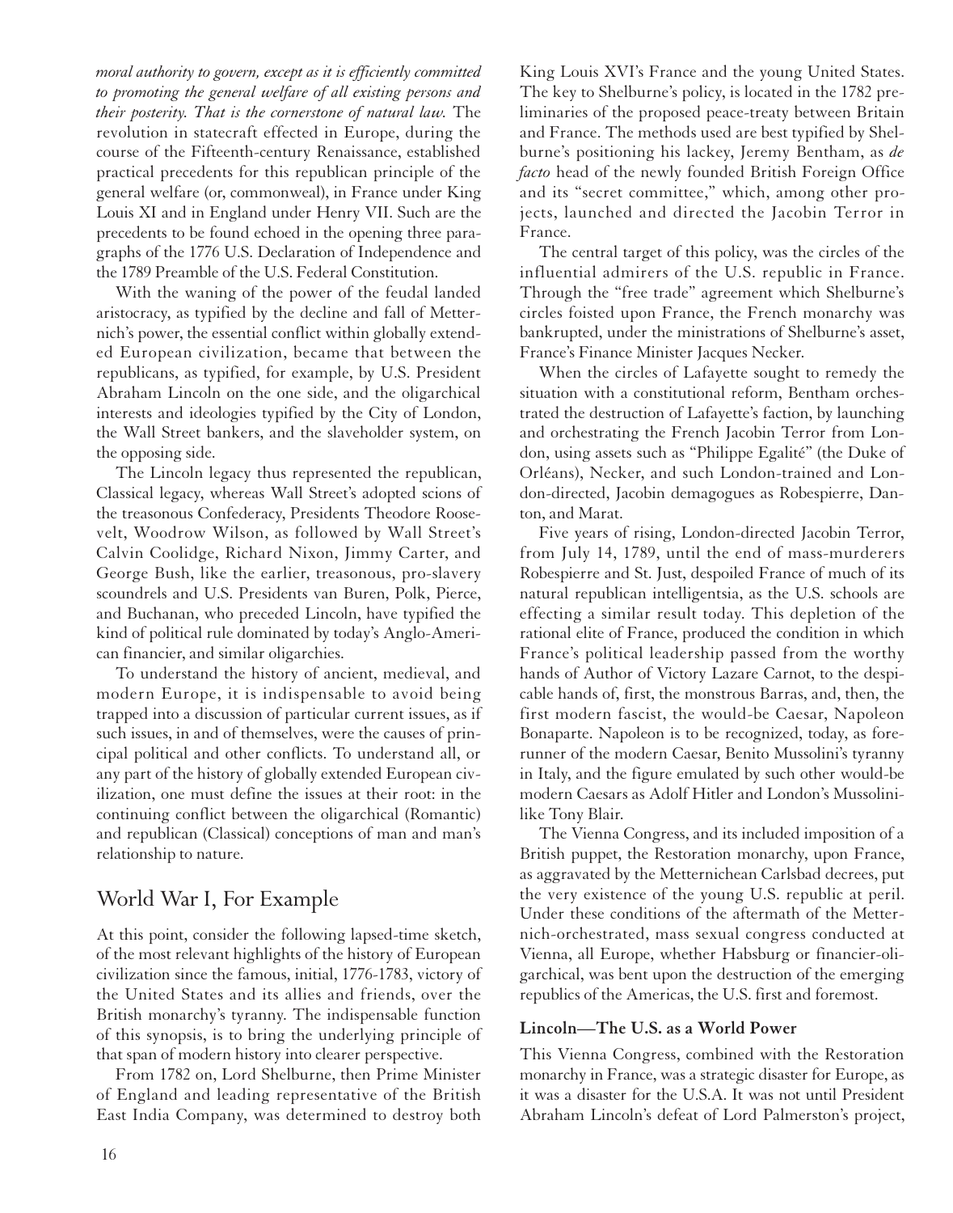*moral authority to govern, except as it is efficiently committed to promoting the general welfare of all existing persons and their posterity. That is the cornerstone of natural law.* The revolution in statecraft effected in Europe, during the course of the Fifteenth-century Renaissance, established practical precedents for this republican principle of the general welfare (or, commonweal), in France under King Louis XI and in England under Henry VII. Such are the precedents to be found echoed in the opening three paragraphs of the 1776 U.S. Declaration of Independence and the 1789 Preamble of the U.S. Federal Constitution.

With the waning of the power of the feudal landed aristocracy, as typified by the decline and fall of Metternich's power, the essential conflict within globally extended European civilization, became that between the republicans, as typified, for example, by U.S. President Abraham Lincoln on the one side, and the oligarchical interests and ideologies typified by the City of London, the Wall Street bankers, and the slaveholder system, on the opposing side.

The Lincoln legacy thus represented the republican, Classical legacy, whereas Wall Street's adopted scions of the treasonous Confederacy, Presidents Theodore Roosevelt, Woodrow Wilson, as followed by Wall Street's Calvin Coolidge, Richard Nixon, Jimmy Carter, and George Bush, like the earlier, treasonous, pro-slavery scoundrels and U.S. Presidents van Buren, Polk, Pierce, and Buchanan, who preceded Lincoln, have typified the kind of political rule dominated by today's Anglo-American financier, and similar oligarchies.

To understand the history of ancient, medieval, and modern Europe, it is indispensable to avoid being trapped into a discussion of particular current issues, as if such issues, in and of themselves, were the causes of principal political and other conflicts. To understand all, or any part of the history of globally extended European civilization, one must define the issues at their root: in the continuing conflict between the oligarchical (Romantic) and republican (Classical) conceptions of man and man's relationship to nature.

## World War I, For Example

At this point, consider the following lapsed-time sketch, of the most relevant highlights of the history of European civilization since the famous, initial, 1776-1783, victory of the United States and its allies and friends, over the British monarchy's tyranny. The indispensable function of this synopsis, is to bring the underlying principle of that span of modern history into clearer perspective.

From 1782 on, Lord Shelburne, then Prime Minister of England and leading representative of the British East India Company, was determined to destroy both King Louis XVI's France and the young United States. The key to Shelburne's policy, is located in the 1782 preliminaries of the proposed peace-treaty between Britain and France. The methods used are best typified by Shelburne's positioning his lackey, Jeremy Bentham, as *de facto* head of the newly founded British Foreign Office and its "secret committee," which, among other projects, launched and directed the Jacobin Terror in France.

The central target of this policy, was the circles of the influential admirers of the U.S. republic in France. Through the "free trade" agreement which Shelburne's circles foisted upon France, the French monarchy was bankrupted, under the ministrations of Shelburne's asset, France's Finance Minister Jacques Necker.

When the circles of Lafayette sought to remedy the situation with a constitutional reform, Bentham orchestrated the destruction of Lafayette's faction, by launching and orchestrating the French Jacobin Terror from London, using assets such as "Philippe Egalité" (the Duke of Orléans), Necker, and such London-trained and London-directed, Jacobin demagogues as Robespierre, Danton, and Marat.

Five years of rising, London-directed Jacobin Terror, from July 14, 1789, until the end of mass-murderers Robespierre and St. Just, despoiled France of much of its natural republican intelligentsia, as the U.S. schools are effecting a similar result today. This depletion of the rational elite of France, produced the condition in which France's political leadership passed from the worthy hands of Author of Victory Lazare Carnot, to the despicable hands of, first, the monstrous Barras, and, then, the first modern fascist, the would-be Caesar, Napoleon Bonaparte. Napoleon is to be recognized, today, as forerunner of the modern Caesar, Benito Mussolini's tyranny in Italy, and the figure emulated by such other would-be modern Caesars as Adolf Hitler and London's Mussolini-like Tony Blair.

The Vienna Congress, and its included imposition of a British puppet, the Restoration monarchy, upon France, as aggravated by the Metternichean Carlsbad decrees, put the very existence of the young U.S. republic at peril. Under these conditions of the aftermath of the Metternich-orchestrated, mass sexual congress conducted at Vienna, all Europe, whether Habsburg or financier-oligarchical, was bent upon the destruction of the emerging republics of the Americas, the U.S. first and foremost.

### Lincoln—The U.S. as a World Power

This Vienna Congress, combined with the Restoration monarchy in France, was a strategic disaster for Europe, as it was a disaster for the U.S.A. It was not until President Abraham Lincoln's defeat of Lord Palmerston's project,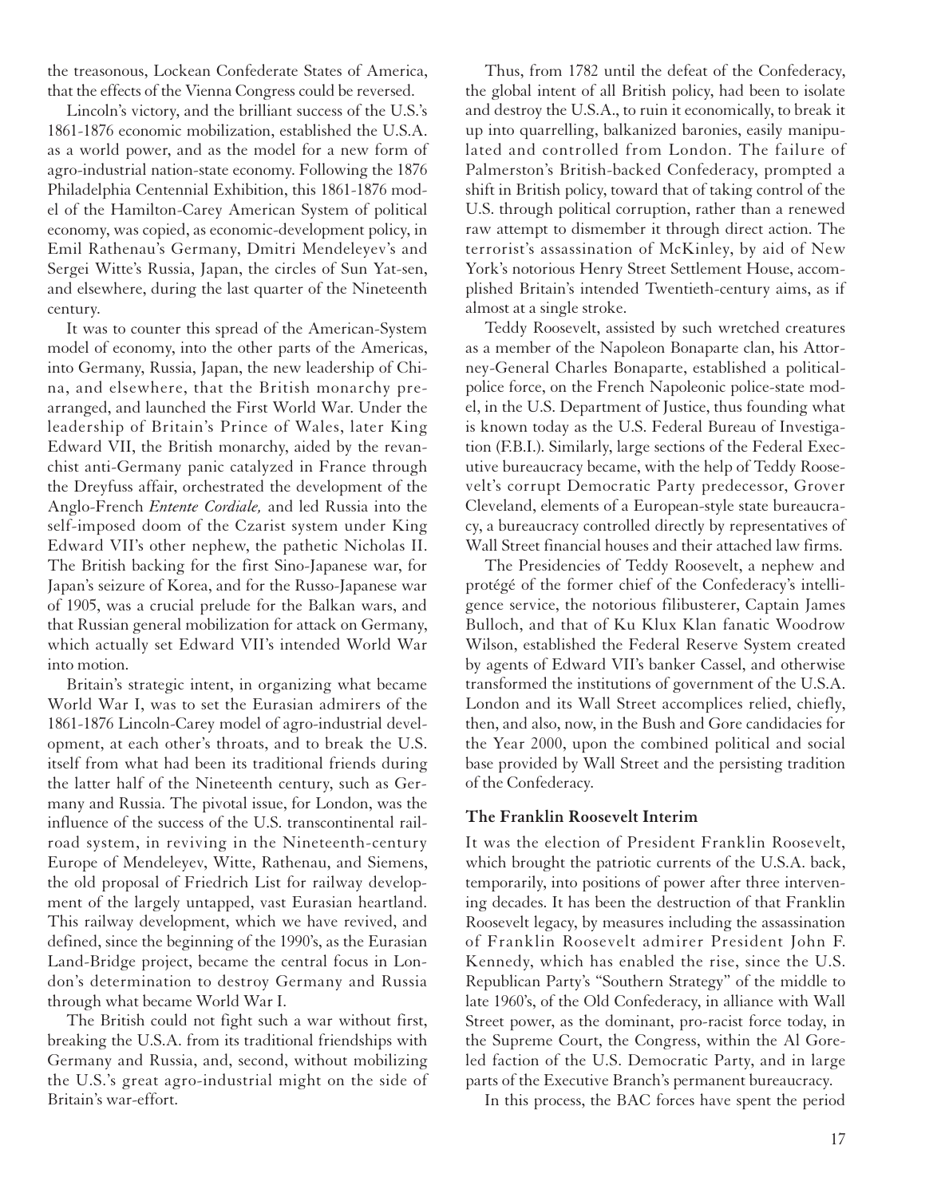the treasonous, Lockean Confederate States of America, that the effects of the Vienna Congress could be reversed.

Lincoln's victory, and the brilliant success of the U.S.'s 1861-1876 economic mobilization, established the U.S.A. as a world power, and as the model for a new form of agro-industrial nation-state economy. Following the 1876 Philadelphia Centennial Exhibition, this 1861-1876 model of the Hamilton-Carey American System of political economy, was copied, as economic-development policy, in Emil Rathenau's Germany, Dmitri Mendeleyev's and Sergei Witte's Russia, Japan, the circles of Sun Yat-sen, and elsewhere, during the last quarter of the Nineteenth century.

It was to counter this spread of the American-System model of economy, into the other parts of the Americas, into Germany, Russia, Japan, the new leadership of China, and elsewhere, that the British monarchy prearranged, and launched the First World War. Under the leadership of Britain's Prince of Wales, later King Edward VII, the British monarchy, aided by the revanchist anti-Germany panic catalyzed in France through the Dreyfuss affair, orchestrated the development of the Anglo-French *Entente Cordiale,* and led Russia into the self-imposed doom of the Czarist system under King Edward VII's other nephew, the pathetic Nicholas II. The British backing for the first Sino-Japanese war, for Japan's seizure of Korea, and for the Russo-Japanese war of 1905, was a crucial prelude for the Balkan wars, and that Russian general mobilization for attack on Germany, which actually set Edward VII's intended World War into motion.

Britain's strategic intent, in organizing what became World War I, was to set the Eurasian admirers of the 1861-1876 Lincoln-Carey model of agro-industrial development, at each other's throats, and to break the U.S. itself from what had been its traditional friends during the latter half of the Nineteenth century, such as Germany and Russia. The pivotal issue, for London, was the influence of the success of the U.S. transcontinental railroad system, in reviving in the Nineteenth-century Europe of Mendeleyev, Witte, Rathenau, and Siemens, the old proposal of Friedrich List for railway development of the largely untapped, vast Eurasian heartland. This railway development, which we have revived, and defined, since the beginning of the 1990's, as the Eurasian Land-Bridge project, became the central focus in London's determination to destroy Germany and Russia through what became World War I.

The British could not fight such a war without first, breaking the U.S.A. from its traditional friendships with Germany and Russia, and, second, without mobilizing the U.S.'s great agro-industrial might on the side of Britain's war-effort.

Thus, from 1782 until the defeat of the Confederacy, the global intent of all British policy, had been to isolate and destroy the U.S.A., to ruin it economically, to break it up into quarrelling, balkanized baronies, easily manipulated and controlled from London. The failure of Palmerston's British-backed Confederacy, prompted a shift in British policy, toward that of taking control of the U.S. through political corruption, rather than a renewed raw attempt to dismember it through direct action. The terrorist's assassination of McKinley, by aid of New York's notorious Henry Street Settlement House, accomplished Britain's intended Twentieth-century aims, as if almost at a single stroke.

Teddy Roosevelt, assisted by such wretched creatures as a member of the Napoleon Bonaparte clan, his Attorney-General Charles Bonaparte, established a political-police force, on the French Napoleonic police-state model, in the U.S. Department of Justice, thus founding what is known today as the U.S. Federal Bureau of Investigation (F.B.I.). Similarly, large sections of the Federal Executive bureaucracy became, with the help of Teddy Roosevelt's corrupt Democratic Party predecessor, Grover Cleveland, elements of a European-style state bureaucracy, a bureaucracy controlled directly by representatives of Wall Street financial houses and their attached law firms.

The Presidencies of Teddy Roosevelt, a nephew and protégé of the former chief of the Confederacy's intelligence service, the notorious filibusterer, Captain James Bulloch, and that of Ku Klux Klan fanatic Woodrow Wilson, established the Federal Reserve System created by agents of Edward VII's banker Cassel, and otherwise transformed the institutions of government of the U.S.A. London and its Wall Street accomplices relied, chiefly, then, and also, now, in the Bush and Gore candidacies for the Year 2000, upon the combined political and social base provided by Wall Street and the persisting tradition of the Confederacy.

### The Franklin Roosevelt Interim

It was the election of President Franklin Roosevelt, which brought the patriotic currents of the U.S.A. back, temporarily, into positions of power after three intervening decades. It has been the destruction of that Franklin Roosevelt legacy, by measures including the assassination of Franklin Roosevelt admirer President John F. Kennedy, which has enabled the rise, since the U.S. Republican Party's "Southern Strategy" of the middle to late 1960's, of the Old Confederacy, in alliance with Wall Street power, as the dominant, pro-racist force today, in the Supreme Court, the Congress, within the Al Gore-led faction of the U.S. Democratic Party, and in large parts of the Executive Branch's permanent bureaucracy.

In this process, the BAC forces have spent the period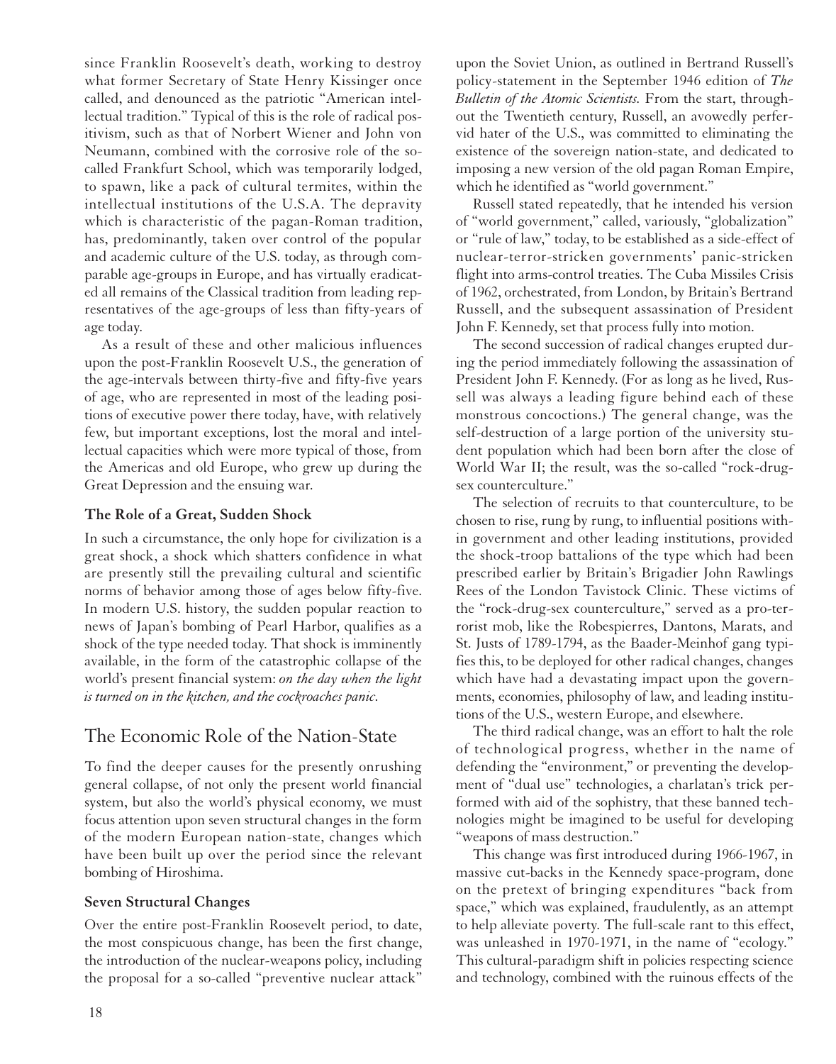since Franklin Roosevelt's death, working to destroy what former Secretary of State Henry Kissinger once called, and denounced as the patriotic "American intellectual tradition." Typical of this is the role of radical positivism, such as that of Norbert Wiener and John von Neumann, combined with the corrosive role of the so-called Frankfurt School, which was temporarily lodged, to spawn, like a pack of cultural termites, within the intellectual institutions of the U.S.A. The depravity which is characteristic of the pagan-Roman tradition, has, predominantly, taken over control of the popular and academic culture of the U.S. today, as through comparable age-groups in Europe, and has virtually eradicated all remains of the Classical tradition from leading representatives of the age-groups of less than fifty-years of age today.

As a result of these and other malicious influences upon the post-Franklin Roosevelt U.S., the generation of the age-intervals between thirty-five and fifty-five years of age, who are represented in most of the leading positions of executive power there today, have, with relatively few, but important exceptions, lost the moral and intellectual capacities which were more typical of those, from the Americas and old Europe, who grew up during the Great Depression and the ensuing war.

### The Role of a Great, Sudden Shock

In such a circumstance, the only hope for civilization is a great shock, a shock which shatters confidence in what are presently still the prevailing cultural and scientific norms of behavior among those of ages below fifty-five. In modern U.S. history, the sudden popular reaction to news of Japan's bombing of Pearl Harbor, qualifies as a shock of the type needed today. That shock is imminently available, in the form of the catastrophic collapse of the world's present financial system: *on the day when the light is turned on in the kitchen, and the cockroaches panic.*

## The Economic Role of the Nation-State

To find the deeper causes for the presently onrushing general collapse, of not only the present world financial system, but also the world's physical economy, we must focus attention upon seven structural changes in the form of the modern European nation-state, changes which have been built up over the period since the relevant bombing of Hiroshima.

### Seven Structural Changes

Over the entire post-Franklin Roosevelt period, to date, the most conspicuous change, has been the first change, the introduction of the nuclear-weapons policy, including the proposal for a so-called "preventive nuclear attack" upon the Soviet Union, as outlined in Bertrand Russell's policy-statement in the September 1946 edition of *The Bulletin of the Atomic Scientists.* From the start, throughout the Twentieth century, Russell, an avowedly perfervid hater of the U.S., was committed to eliminating the existence of the sovereign nation-state, and dedicated to imposing a new version of the old pagan Roman Empire, which he identified as "world government."

Russell stated repeatedly, that he intended his version of "world government," called, variously, "globalization" or "rule of law," today, to be established as a side-effect of nuclear-terror-stricken governments' panic-stricken flight into arms-control treaties. The Cuba Missiles Crisis of 1962, orchestrated, from London, by Britain's Bertrand Russell, and the subsequent assassination of President John F. Kennedy, set that process fully into motion.

The second succession of radical changes erupted during the period immediately following the assassination of President John F. Kennedy. (For as long as he lived, Russell was always a leading figure behind each of these monstrous concoctions.) The general change, was the self-destruction of a large portion of the university student population which had been born after the close of World War II; the result, was the so-called "rock-drug-sex counterculture."

The selection of recruits to that counterculture, to be chosen to rise, rung by rung, to influential positions within government and other leading institutions, provided the shock-troop battalions of the type which had been prescribed earlier by Britain's Brigadier John Rawlings Rees of the London Tavistock Clinic. These victims of the "rock-drug-sex counterculture," served as a pro-terrorist mob, like the Robespierres, Dantons, Marats, and St. Justs of 1789-1794, as the Baader-Meinhof gang typifies this, to be deployed for other radical changes, changes which have had a devastating impact upon the governments, economies, philosophy of law, and leading institutions of the U.S., western Europe, and elsewhere.

The third radical change, was an effort to halt the role of technological progress, whether in the name of defending the "environment," or preventing the development of "dual use" technologies, a charlatan's trick performed with aid of the sophistry, that these banned technologies might be imagined to be useful for developing "weapons of mass destruction."

This change was first introduced during 1966-1967, in massive cut-backs in the Kennedy space-program, done on the pretext of bringing expenditures "back from space," which was explained, fraudulently, as an attempt to help alleviate poverty. The full-scale rant to this effect, was unleashed in 1970-1971, in the name of "ecology." This cultural-paradigm shift in policies respecting science and technology, combined with the ruinous effects of the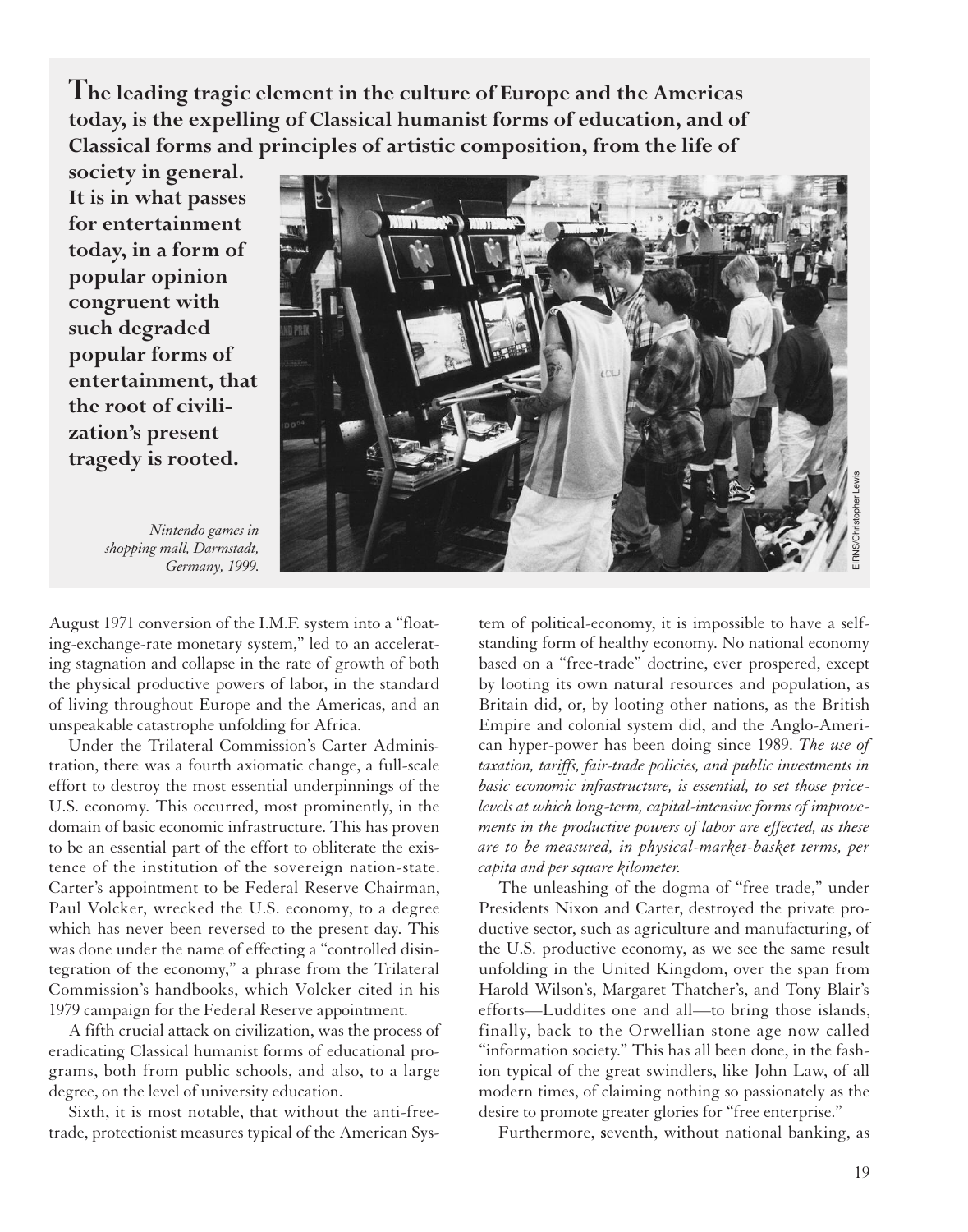**The leading tragic element in the culture of Europe and the Americas today, is the expelling of Classical humanist forms of education, and of Classical forms and principles of artistic composition, from the life of society in general. It is in what passes for entertainment today, in a form of popular opinion congruent with such degraded popular forms of entertainment, that the root of civilization's present tragedy is rooted.**

*Nintendo games in shopping mall, Darmstadt, Germany, 1999.*

EIRNS/Christopher Lewis

August 1971 conversion of the I.M.F. system into a "floating-exchange-rate monetary system," led to an accelerating stagnation and collapse in the rate of growth of both the physical productive powers of labor, in the standard of living throughout Europe and the Americas, and an unspeakable catastrophe unfolding for Africa.

Under the Trilateral Commission's Carter Administration, there was a fourth axiomatic change, a full-scale effort to destroy the most essential underpinnings of the U.S. economy. This occurred, most prominently, in the domain of basic economic infrastructure. This has proven to be an essential part of the effort to obliterate the existence of the institution of the sovereign nation-state. Carter's appointment to be Federal Reserve Chairman, Paul Volcker, wrecked the U.S. economy, to a degree which has never been reversed to the present day. This was done under the name of effecting a "controlled disintegration of the economy," a phrase from the Trilateral Commission's handbooks, which Volcker cited in his 1979 campaign for the Federal Reserve appointment.

A fifth crucial attack on civilization, was the process of eradicating Classical humanist forms of educational programs, both from public schools, and also, to a large degree, on the level of university education.

Sixth, it is most notable, that without the anti-free-trade, protectionist measures typical of the American System of political-economy, it is impossible to have a self-standing form of healthy economy. No national economy based on a "free-trade" doctrine, ever prospered, except by looting its own natural resources and population, as Britain did, or, by looting other nations, as the British Empire and colonial system did, and the Anglo-American hyper-power has been doing since 1989. *The use of taxation, tariffs, fair-trade policies, and public investments in basic economic infrastructure, is essential, to set those price-levels at which long-term, capital-intensive forms of improvements in the productive powers of labor are effected, as these are to be measured, in physical-market-basket terms, per capita and per square kilometer.*

The unleashing of the dogma of "free trade," under Presidents Nixon and Carter, destroyed the private productive sector, such as agriculture and manufacturing, of the U.S. productive economy, as we see the same result unfolding in the United Kingdom, over the span from Harold Wilson's, Margaret Thatcher's, and Tony Blair's efforts—Luddites one and all—to bring those islands, finally, back to the Orwellian stone age now called "information society." This has all been done, in the fashion typical of the great swindlers, like John Law, of all modern times, of claiming nothing so passionately as the desire to promote greater glories for "free enterprise."

Furthermore, seventh, without national banking, as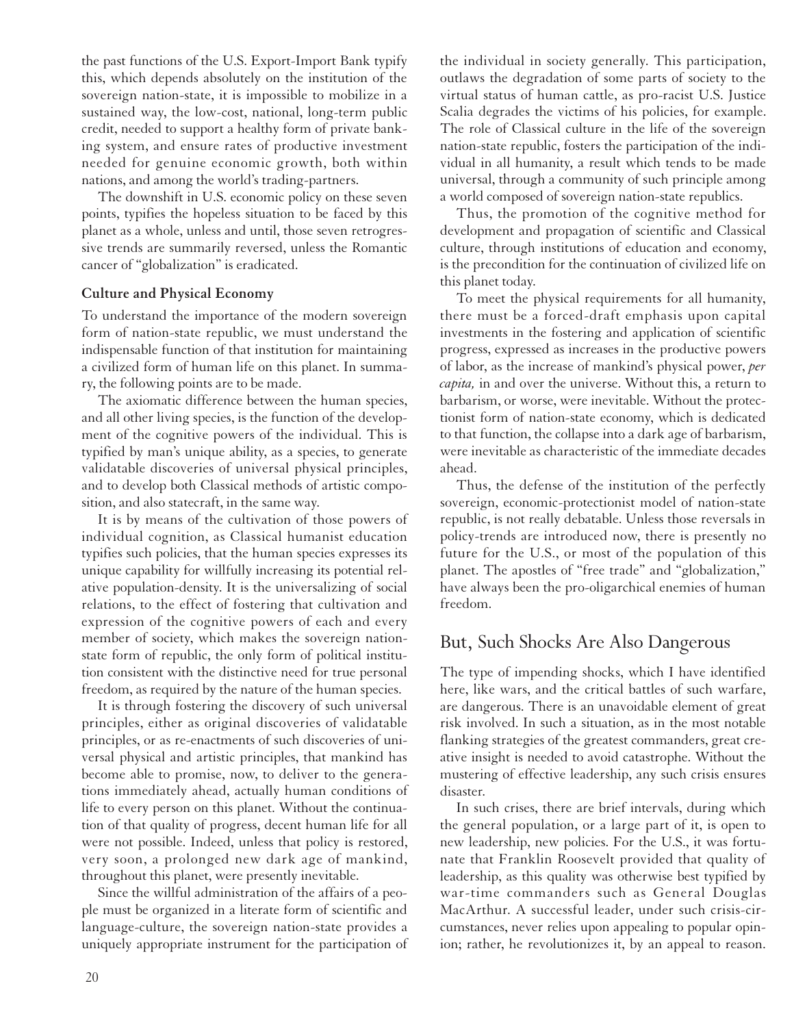the past functions of the U.S. Export-Import Bank typify this, which depends absolutely on the institution of the sovereign nation-state, it is impossible to mobilize in a sustained way, the low-cost, national, long-term public credit, needed to support a healthy form of private banking system, and ensure rates of productive investment needed for genuine economic growth, both within nations, and among the world's trading-partners.

The downshift in U.S. economic policy on these seven points, typifies the hopeless situation to be faced by this planet as a whole, unless and until, those seven retrogressive trends are summarily reversed, unless the Romantic cancer of "globalization" is eradicated.

### Culture and Physical Economy

To understand the importance of the modern sovereign form of nation-state republic, we must understand the indispensable function of that institution for maintaining a civilized form of human life on this planet. In summary, the following points are to be made.

The axiomatic difference between the human species, and all other living species, is the function of the development of the cognitive powers of the individual. This is typified by man's unique ability, as a species, to generate validatable discoveries of universal physical principles, and to develop both Classical methods of artistic composition, and also statecraft, in the same way.

It is by means of the cultivation of those powers of individual cognition, as Classical humanist education typifies such policies, that the human species expresses its unique capability for willfully increasing its potential relative population-density. It is the universalizing of social relations, to the effect of fostering that cultivation and expression of the cognitive powers of each and every member of society, which makes the sovereign nation-state form of republic, the only form of political institution consistent with the distinctive need for true personal freedom, as required by the nature of the human species.

It is through fostering the discovery of such universal principles, either as original discoveries of validatable principles, or as re-enactments of such discoveries of universal physical and artistic principles, that mankind has become able to promise, now, to deliver to the generations immediately ahead, actually human conditions of life to every person on this planet. Without the continuation of that quality of progress, decent human life for all were not possible. Indeed, unless that policy is restored, very soon, a prolonged new dark age of mankind, throughout this planet, were presently inevitable.

Since the willful administration of the affairs of a people must be organized in a literate form of scientific and language-culture, the sovereign nation-state provides a uniquely appropriate instrument for the participation of the individual in society generally. This participation, outlaws the degradation of some parts of society to the virtual status of human cattle, as pro-racist U.S. Justice Scalia degrades the victims of his policies, for example. The role of Classical culture in the life of the sovereign nation-state republic, fosters the participation of the individual in all humanity, a result which tends to be made universal, through a community of such principle among a world composed of sovereign nation-state republics.

Thus, the promotion of the cognitive method for development and propagation of scientific and Classical culture, through institutions of education and economy, is the precondition for the continuation of civilized life on this planet today.

To meet the physical requirements for all humanity, there must be a forced-draft emphasis upon capital investments in the fostering and application of scientific progress, expressed as increases in the productive powers of labor, as the increase of mankind's physical power, *per capita,* in and over the universe. Without this, a return to barbarism, or worse, were inevitable. Without the protectionist form of nation-state economy, which is dedicated to that function, the collapse into a dark age of barbarism, were inevitable as characteristic of the immediate decades ahead.

Thus, the defense of the institution of the perfectly sovereign, economic-protectionist model of nation-state republic, is not really debatable. Unless those reversals in policy-trends are introduced now, there is presently no future for the U.S., or most of the population of this planet. The apostles of "free trade" and "globalization," have always been the pro-oligarchical enemies of human freedom.

## But, Such Shocks Are Also Dangerous

The type of impending shocks, which I have identified here, like wars, and the critical battles of such warfare, are dangerous. There is an unavoidable element of great risk involved. In such a situation, as in the most notable flanking strategies of the greatest commanders, great creative insight is needed to avoid catastrophe. Without the mustering of effective leadership, any such crisis ensures disaster.

In such crises, there are brief intervals, during which the general population, or a large part of it, is open to new leadership, new policies. For the U.S., it was fortunate that Franklin Roosevelt provided that quality of leadership, as this quality was otherwise best typified by war-time commanders such as General Douglas MacArthur. A successful leader, under such crisis-circumstances, never relies upon appealing to popular opinion; rather, he revolutionizes it, by an appeal to reason.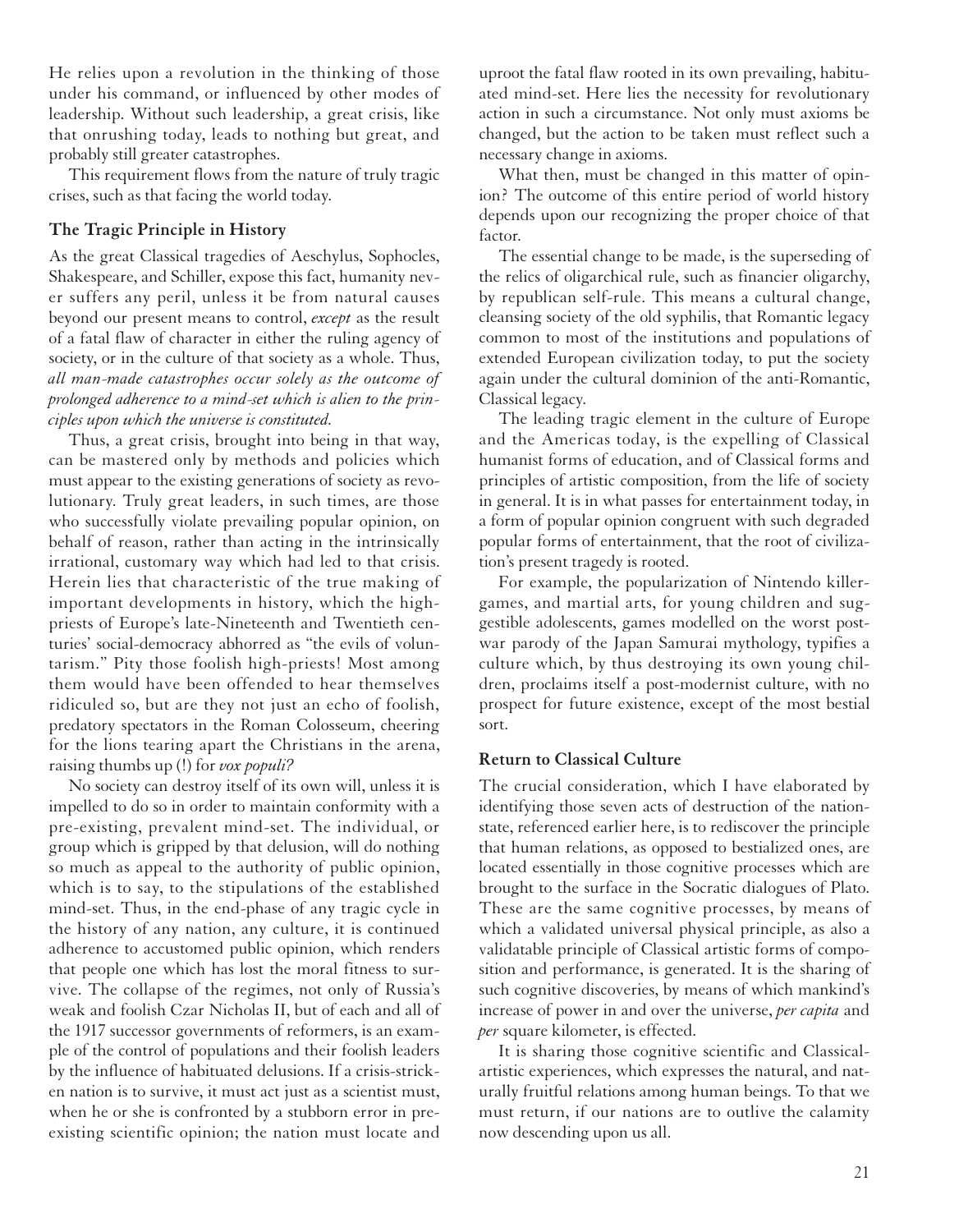He relies upon a revolution in the thinking of those under his command, or influenced by other modes of leadership. Without such leadership, a great crisis, like that onrushing today, leads to nothing but great, and probably still greater catastrophes.

This requirement flows from the nature of truly tragic crises, such as that facing the world today.

### The Tragic Principle in History

As the great Classical tragedies of Aeschylus, Sophocles, Shakespeare, and Schiller, expose this fact, humanity never suffers any peril, unless it be from natural causes beyond our present means to control, *except* as the result of a fatal flaw of character in either the ruling agency of society, or in the culture of that society as a whole. Thus, *all man-made catastrophes occur solely as the outcome of prolonged adherence to a mind-set which is alien to the principles upon which the universe is constituted.*

Thus, a great crisis, brought into being in that way, can be mastered only by methods and policies which must appear to the existing generations of society as revolutionary. Truly great leaders, in such times, are those who successfully violate prevailing popular opinion, on behalf of reason, rather than acting in the intrinsically irrational, customary way which had led to that crisis. Herein lies that characteristic of the true making of important developments in history, which the high-priests of Europe's late-Nineteenth and Twentieth centuries' social-democracy abhorred as "the evils of voluntarism." Pity those foolish high-priests! Most among them would have been offended to hear themselves ridiculed so, but are they not just an echo of foolish, predatory spectators in the Roman Colosseum, cheering for the lions tearing apart the Christians in the arena, raising thumbs up (!) for *vox populi?*

No society can destroy itself of its own will, unless it is impelled to do so in order to maintain conformity with a pre-existing, prevalent mind-set. The individual, or group which is gripped by that delusion, will do nothing so much as appeal to the authority of public opinion, which is to say, to the stipulations of the established mind-set. Thus, in the end-phase of any tragic cycle in the history of any nation, any culture, it is continued adherence to accustomed public opinion, which renders that people one which has lost the moral fitness to survive. The collapse of the regimes, not only of Russia's weak and foolish Czar Nicholas II, but of each and all of the 1917 successor governments of reformers, is an example of the control of populations and their foolish leaders by the influence of habituated delusions. If a crisis-stricken nation is to survive, it must act just as a scientist must, when he or she is confronted by a stubborn error in pre-existing scientific opinion; the nation must locate and uproot the fatal flaw rooted in its own prevailing, habituated mind-set. Here lies the necessity for revolutionary action in such a circumstance. Not only must axioms be changed, but the action to be taken must reflect such a necessary change in axioms.

What then, must be changed in this matter of opinion? The outcome of this entire period of world history depends upon our recognizing the proper choice of that factor.

The essential change to be made, is the superseding of the relics of oligarchical rule, such as financier oligarchy, by republican self-rule. This means a cultural change, cleansing society of the old syphilis, that Romantic legacy common to most of the institutions and populations of extended European civilization today, to put the society again under the cultural dominion of the anti-Romantic, Classical legacy.

The leading tragic element in the culture of Europe and the Americas today, is the expelling of Classical humanist forms of education, and of Classical forms and principles of artistic composition, from the life of society in general. It is in what passes for entertainment today, in a form of popular opinion congruent with such degraded popular forms of entertainment, that the root of civilization's present tragedy is rooted.

For example, the popularization of Nintendo killer-games, and martial arts, for young children and suggestible adolescents, games modelled on the worst postwar parody of the Japan Samurai mythology, typifies a culture which, by thus destroying its own young children, proclaims itself a post-modernist culture, with no prospect for future existence, except of the most bestial sort.

### Return to Classical Culture

The crucial consideration, which I have elaborated by identifying those seven acts of destruction of the nation-state, referenced earlier here, is to rediscover the principle that human relations, as opposed to bestialized ones, are located essentially in those cognitive processes which are brought to the surface in the Socratic dialogues of Plato. These are the same cognitive processes, by means of which a validated universal physical principle, as also a validatable principle of Classical artistic forms of composition and performance, is generated. It is the sharing of such cognitive discoveries, by means of which mankind's increase of power in and over the universe, *per capita* and *per* square kilometer, is effected.

It is sharing those cognitive scientific and Classical-artistic experiences, which expresses the natural, and naturally fruitful relations among human beings. To that we must return, if our nations are to outlive the calamity now descending upon us all.